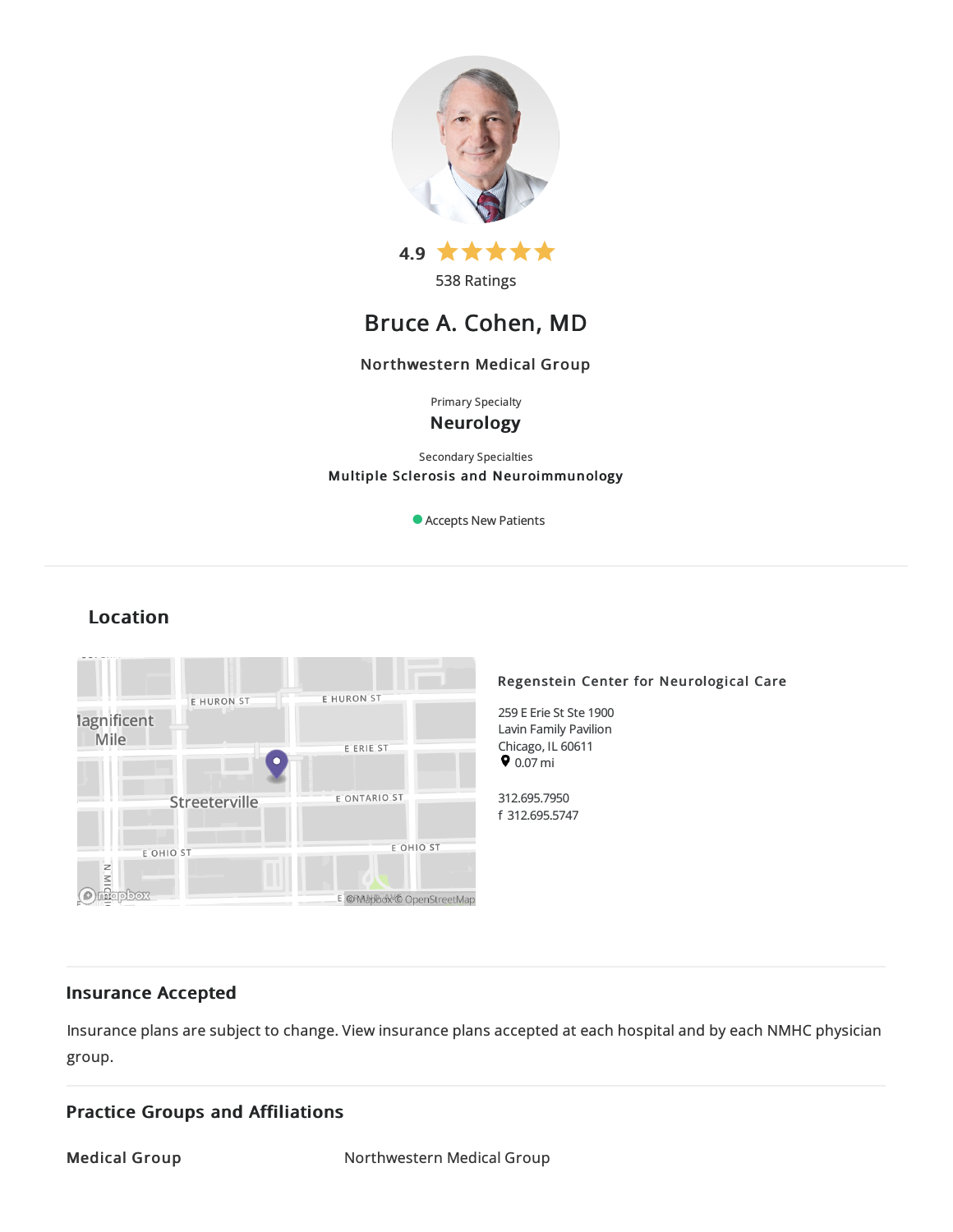4.9

538 Ratings

# Bruce A. Cohen, MD

Northwestern Medical Group

Primary Specialty

**Neurology**

Secondary Specialties

**Multiple Sclerosis and Neuroimmunology**

Accepts New Patients

## Location

**Regenstein Center for Neurological Care**

259 E Erie St Ste 1900
Lavin Family Pavilion
Chicago, IL 60611
0.07 mi

312.695.7950
f 312.695.5747

## Insurance Accepted

Insurance plans are subject to change. View insurance plans accepted at each hospital and by each NMHC physician group.

## Practice Groups and Affiliations

| Medical Group | Northwestern Medical Group |
|---|---|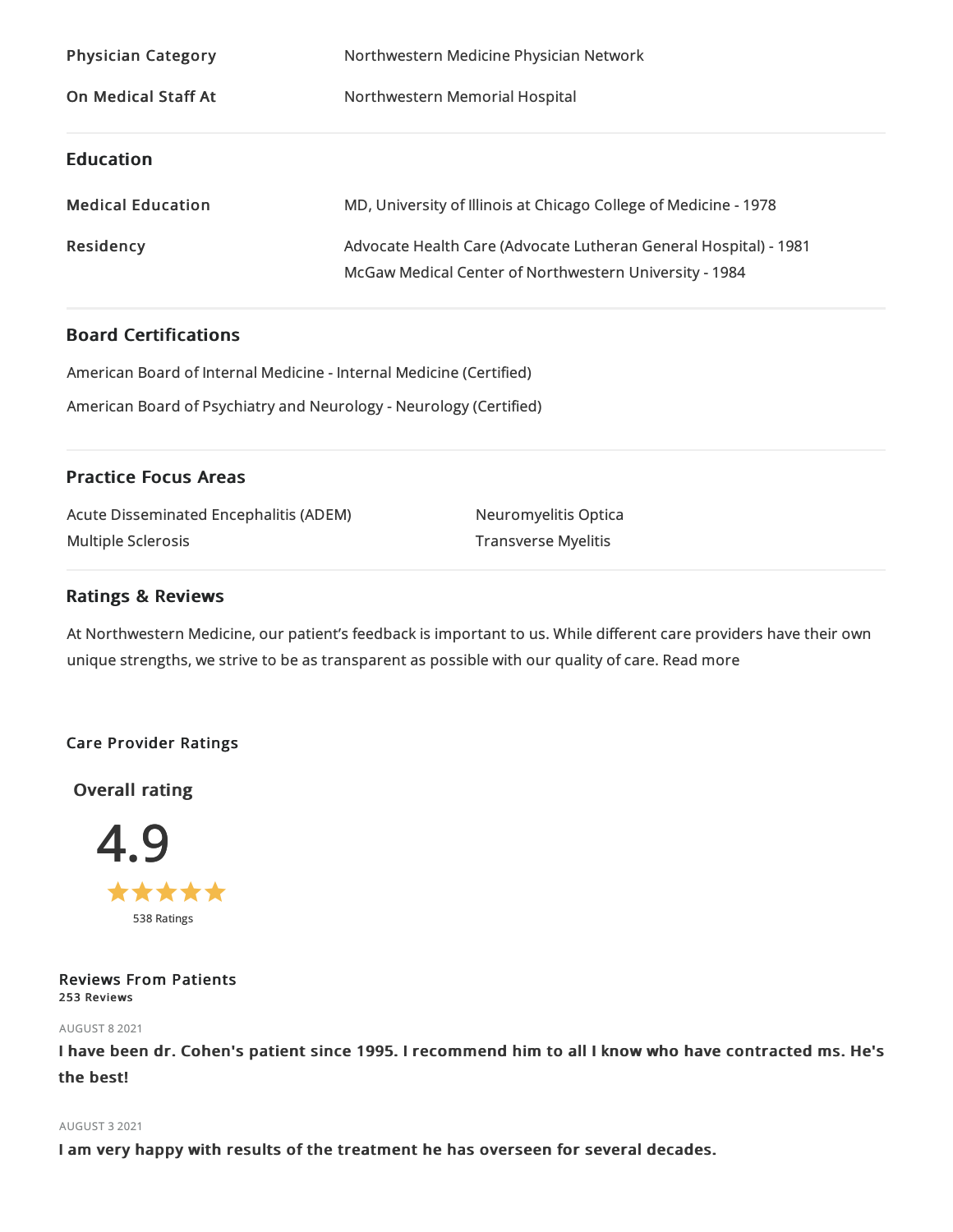| | |
|---|---|
| **Physician Category** | Northwestern Medicine Physician Network |
| **On Medical Staff At** | Northwestern Memorial Hospital |

## Education

| | |
|---|---|
| **Medical Education** | MD, University of Illinois at Chicago College of Medicine - 1978 |
| **Residency** | Advocate Health Care (Advocate Lutheran General Hospital) - 1981<br>McGaw Medical Center of Northwestern University - 1984 |

## Board Certifications

American Board of Internal Medicine - Internal Medicine (Certified)

American Board of Psychiatry and Neurology - Neurology (Certified)

## Practice Focus Areas

- Acute Disseminated Encephalitis (ADEM)
- Multiple Sclerosis
- Neuromyelitis Optica
- Transverse Myelitis

## Ratings & Reviews

At Northwestern Medicine, our patient's feedback is important to us. While different care providers have their own unique strengths, we strive to be as transparent as possible with our quality of care. Read more

### Care Provider Ratings

**Overall rating**

**4.9**

★★★★★

538 Ratings

### Reviews From Patients

**253 Reviews**

AUGUST 8 2021

**I have been dr. Cohen's patient since 1995. I recommend him to all I know who have contracted ms. He's the best!**

AUGUST 3 2021

**I am very happy with results of the treatment he has overseen for several decades.**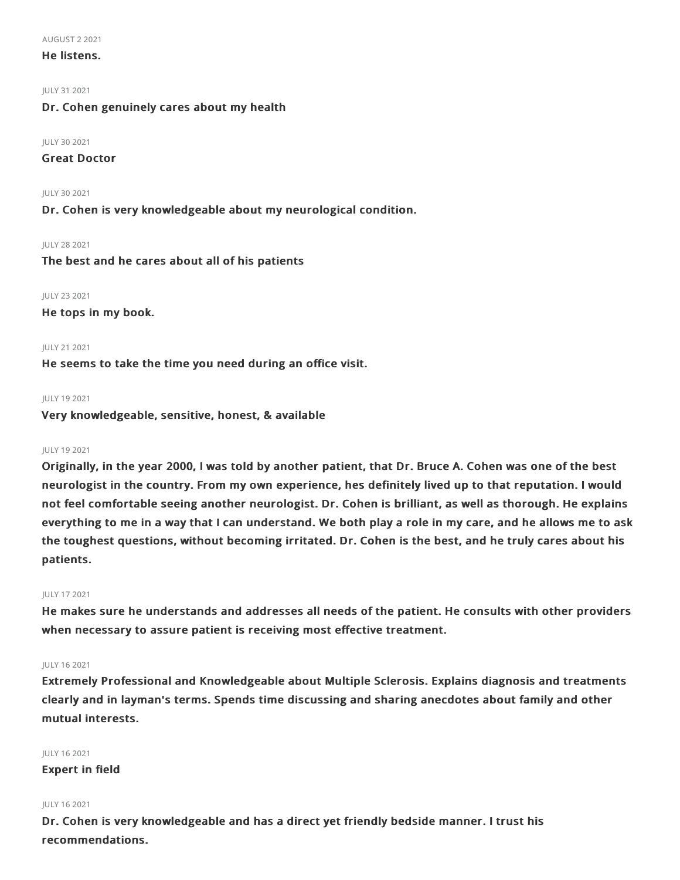AUGUST 2 2021

**He listens.**

JULY 31 2021

**Dr. Cohen genuinely cares about my health**

JULY 30 2021

**Great Doctor**

JULY 30 2021

**Dr. Cohen is very knowledgeable about my neurological condition.**

JULY 28 2021

**The best and he cares about all of his patients**

JULY 23 2021

**He tops in my book.**

JULY 21 2021

**He seems to take the time you need during an office visit.**

JULY 19 2021

**Very knowledgeable, sensitive, honest, & available**

JULY 19 2021

**Originally, in the year 2000, I was told by another patient, that Dr. Bruce A. Cohen was one of the best neurologist in the country. From my own experience, hes definitely lived up to that reputation. I would not feel comfortable seeing another neurologist. Dr. Cohen is brilliant, as well as thorough. He explains everything to me in a way that I can understand. We both play a role in my care, and he allows me to ask the toughest questions, without becoming irritated. Dr. Cohen is the best, and he truly cares about his patients.**

JULY 17 2021

**He makes sure he understands and addresses all needs of the patient. He consults with other providers when necessary to assure patient is receiving most effective treatment.**

JULY 16 2021

**Extremely Professional and Knowledgeable about Multiple Sclerosis. Explains diagnosis and treatments clearly and in layman's terms. Spends time discussing and sharing anecdotes about family and other mutual interests.**

JULY 16 2021

**Expert in field**

JULY 16 2021

**Dr. Cohen is very knowledgeable and has a direct yet friendly bedside manner. I trust his recommendations.**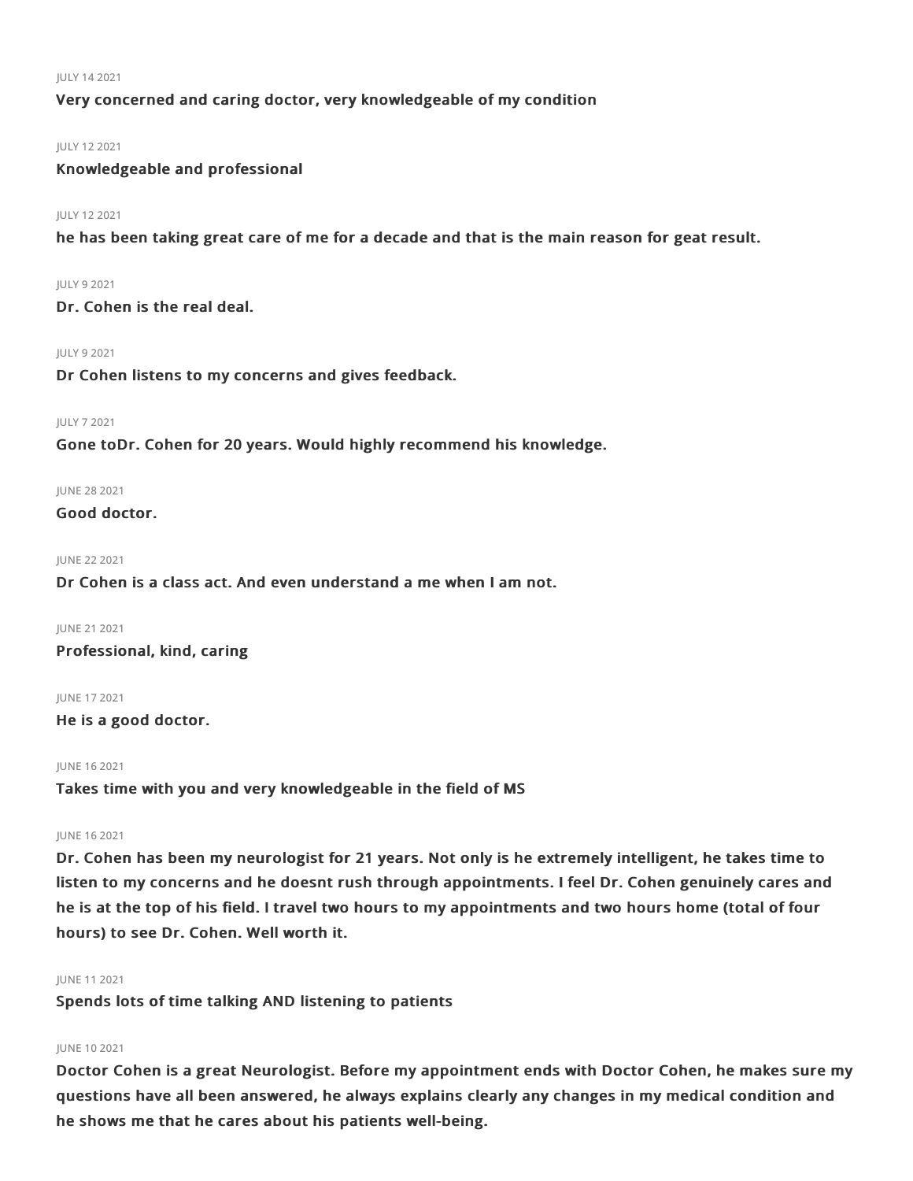JULY 14 2021

**Very concerned and caring doctor, very knowledgeable of my condition**

JULY 12 2021

**Knowledgeable and professional**

JULY 12 2021

**he has been taking great care of me for a decade and that is the main reason for geat result.**

JULY 9 2021

**Dr. Cohen is the real deal.**

JULY 9 2021

**Dr Cohen listens to my concerns and gives feedback.**

JULY 7 2021

**Gone toDr. Cohen for 20 years. Would highly recommend his knowledge.**

JUNE 28 2021

**Good doctor.**

JUNE 22 2021

**Dr Cohen is a class act. And even understand a me when I am not.**

JUNE 21 2021

**Professional, kind, caring**

JUNE 17 2021

**He is a good doctor.**

JUNE 16 2021

**Takes time with you and very knowledgeable in the field of MS**

JUNE 16 2021

**Dr. Cohen has been my neurologist for 21 years. Not only is he extremely intelligent, he takes time to listen to my concerns and he doesnt rush through appointments. I feel Dr. Cohen genuinely cares and he is at the top of his field. I travel two hours to my appointments and two hours home (total of four hours) to see Dr. Cohen. Well worth it.**

JUNE 11 2021

**Spends lots of time talking AND listening to patients**

JUNE 10 2021

**Doctor Cohen is a great Neurologist. Before my appointment ends with Doctor Cohen, he makes sure my questions have all been answered, he always explains clearly any changes in my medical condition and he shows me that he cares about his patients well-being.**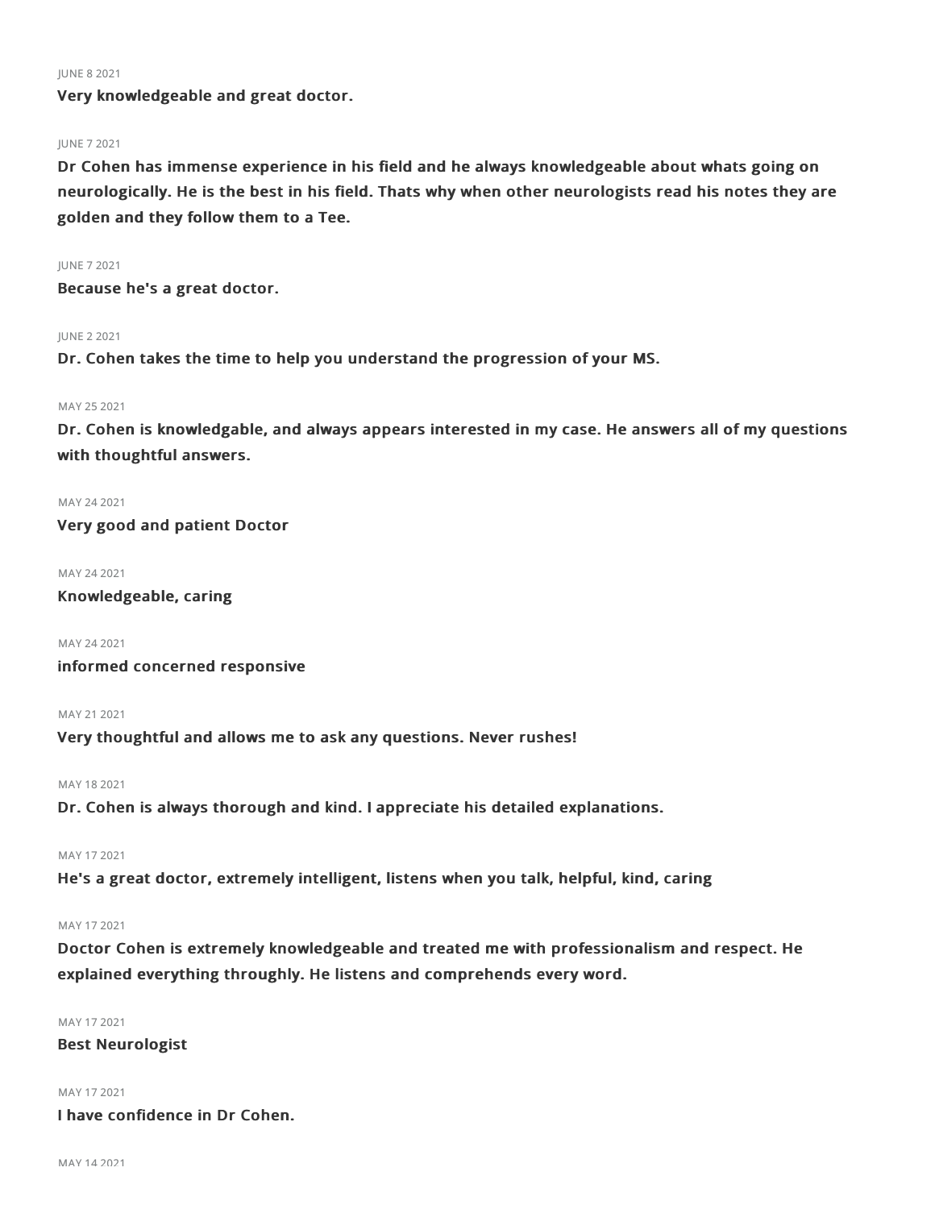JUNE 8 2021

**Very knowledgeable and great doctor.**

JUNE 7 2021

**Dr Cohen has immense experience in his field and he always knowledgeable about whats going on neurologically. He is the best in his field. Thats why when other neurologists read his notes they are golden and they follow them to a Tee.**

JUNE 7 2021

**Because he's a great doctor.**

JUNE 2 2021

**Dr. Cohen takes the time to help you understand the progression of your MS.**

MAY 25 2021

**Dr. Cohen is knowldgable, and always appears interested in my case. He answers all of my questions with thoughtful answers.**

MAY 24 2021

**Very good and patient Doctor**

MAY 24 2021

**Knowledgeable, caring**

MAY 24 2021

**informed concerned responsive**

MAY 21 2021

**Very thoughtful and allows me to ask any questions. Never rushes!**

MAY 18 2021

**Dr. Cohen is always thorough and kind. I appreciate his detailed explanations.**

MAY 17 2021

**He's a great doctor, extremely intelligent, listens when you talk, helpful, kind, caring**

MAY 17 2021

**Doctor Cohen is extremely knowledgeable and treated me with professionalism and respect. He explained everything throughly. He listens and comprehends every word.**

MAY 17 2021

**Best Neurologist**

MAY 17 2021

**I have confidence in Dr Cohen.**

MAY 14 2021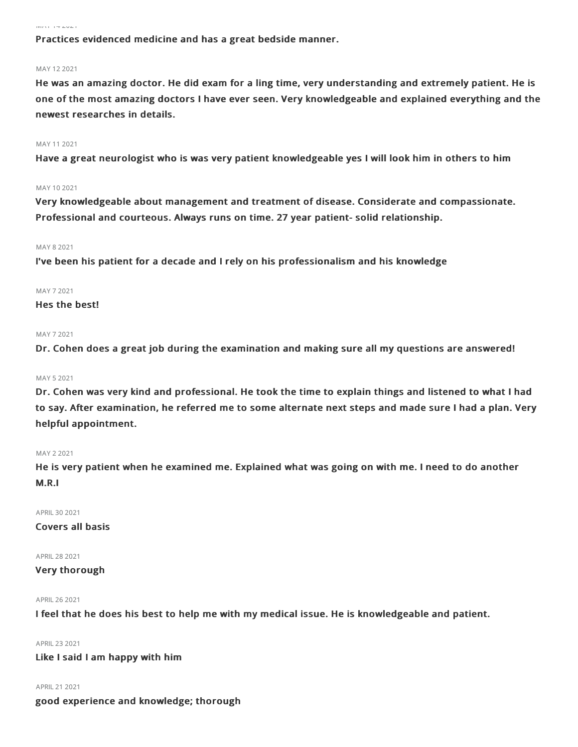MAY 14 2021

**Practices evidenced medicine and has a great bedside manner.**

MAY 12 2021

**He was an amazing doctor. He did exam for a ling time, very understanding and extremely patient. He is one of the most amazing doctors I have ever seen. Very knowledgeable and explained everything and the newest researches in details.**

MAY 11 2021

**Have a great neurologist who is was very patient knowledgeable yes I will look him in others to him**

MAY 10 2021

**Very knowledgeable about management and treatment of disease. Considerate and compassionate. Professional and courteous. Always runs on time. 27 year patient- solid relationship.**

MAY 8 2021

**I've been his patient for a decade and I rely on his professionalism and his knowledge**

MAY 7 2021

**Hes the best!**

MAY 7 2021

**Dr. Cohen does a great job during the examination and making sure all my questions are answered!**

MAY 5 2021

**Dr. Cohen was very kind and professional. He took the time to explain things and listened to what I had to say. After examination, he referred me to some alternate next steps and made sure I had a plan. Very helpful appointment.**

MAY 2 2021

**He is very patient when he examined me. Explained what was going on with me. I need to do another M.R.I**

APRIL 30 2021

**Covers all basis**

APRIL 28 2021

**Very thorough**

APRIL 26 2021

**I feel that he does his best to help me with my medical issue. He is knowledgeable and patient.**

APRIL 23 2021

**Like I said I am happy with him**

APRIL 21 2021

**good experience and knowledge; thorough**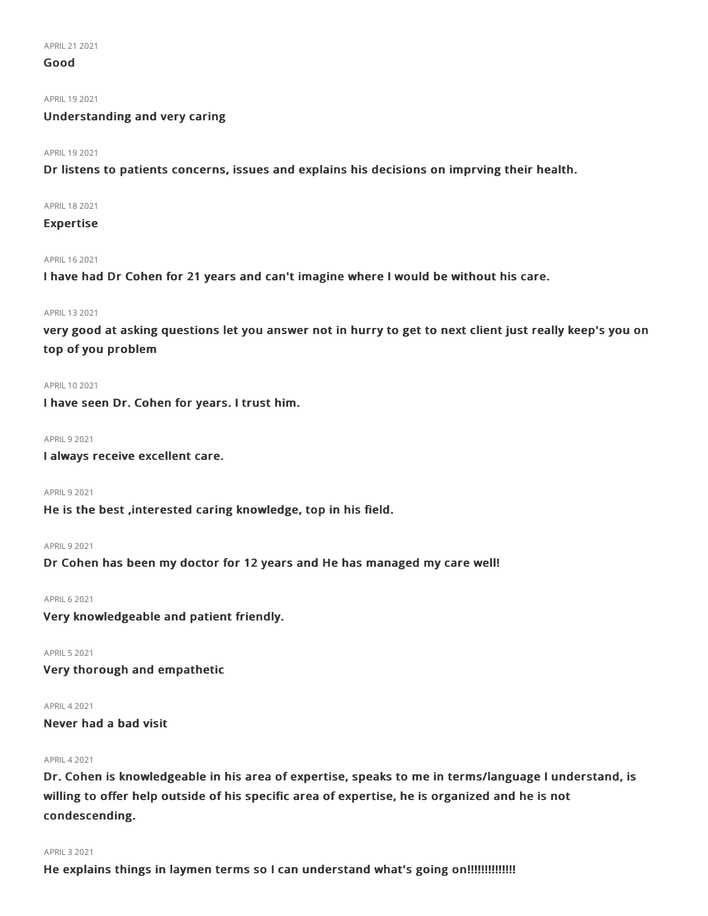APRIL 21 2021

**Good**

APRIL 19 2021

**Understanding and very caring**

APRIL 19 2021

**Dr listens to patients concerns, issues and explains his decisions on imprving their health.**

APRIL 18 2021

**Expertise**

APRIL 16 2021

**I have had Dr Cohen for 21 years and can't imagine where I would be without his care.**

APRIL 13 2021

**very good at asking questions let you answer not in hurry to get to next client just really keep's you on top of you problem**

APRIL 10 2021

**I have seen Dr. Cohen for years. I trust him.**

APRIL 9 2021

**I always receive excellent care.**

APRIL 9 2021

**He is the best ,interested caring knowledge, top in his field.**

APRIL 9 2021

**Dr Cohen has been my doctor for 12 years and He has managed my care well!**

APRIL 6 2021

**Very knowledgeable and patient friendly.**

APRIL 5 2021

**Very thorough and empathetic**

APRIL 4 2021

**Never had a bad visit**

APRIL 4 2021

**Dr. Cohen is knowledgeable in his area of expertise, speaks to me in terms/language I understand, is willing to offer help outside of his specific area of expertise, he is organized and he is not condescending.**

APRIL 3 2021

**He explains things in laymen terms so I can understand what's going on!!!!!!!!!!!!!!**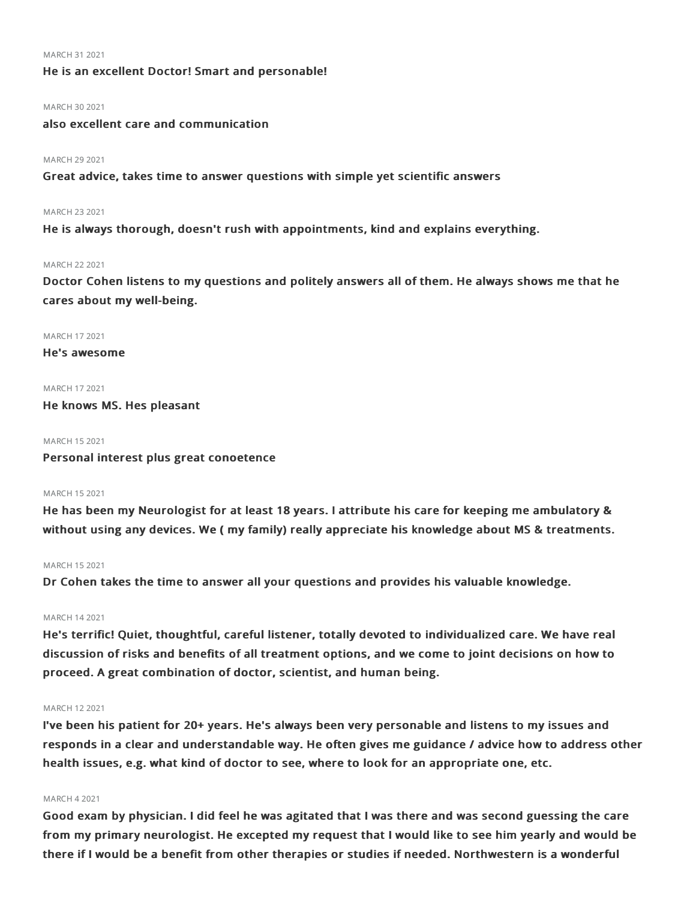MARCH 31 2021

**He is an excellent Doctor! Smart and personable!**

MARCH 30 2021

**also excellent care and communication**

MARCH 29 2021

**Great advice, takes time to answer questions with simple yet scientific answers**

MARCH 23 2021

**He is always thorough, doesn't rush with appointments, kind and explains everything.**

MARCH 22 2021

**Doctor Cohen listens to my questions and politely answers all of them. He always shows me that he cares about my well-being.**

MARCH 17 2021

**He's awesome**

MARCH 17 2021

**He knows MS. Hes pleasant**

MARCH 15 2021

**Personal interest plus great conoetence**

MARCH 15 2021

**He has been my Neurologist for at least 18 years. I attribute his care for keeping me ambulatory & without using any devices. We ( my family) really appreciate his knowledge about MS & treatments.**

MARCH 15 2021

**Dr Cohen takes the time to answer all your questions and provides his valuable knowledge.**

MARCH 14 2021

**He's terrific! Quiet, thoughtful, careful listener, totally devoted to individualized care. We have real discussion of risks and benefits of all treatment options, and we come to joint decisions on how to proceed. A great combination of doctor, scientist, and human being.**

MARCH 12 2021

**I've been his patient for 20+ years. He's always been very personable and listens to my issues and responds in a clear and understandable way. He often gives me guidance / advice how to address other health issues, e.g. what kind of doctor to see, where to look for an appropriate one, etc.**

MARCH 4 2021

**Good exam by physician. I did feel he was agitated that I was there and was second guessing the care from my primary neurologist. He excepted my request that I would like to see him yearly and would be there if I would be a benefit from other therapies or studies if needed. Northwestern is a wonderful**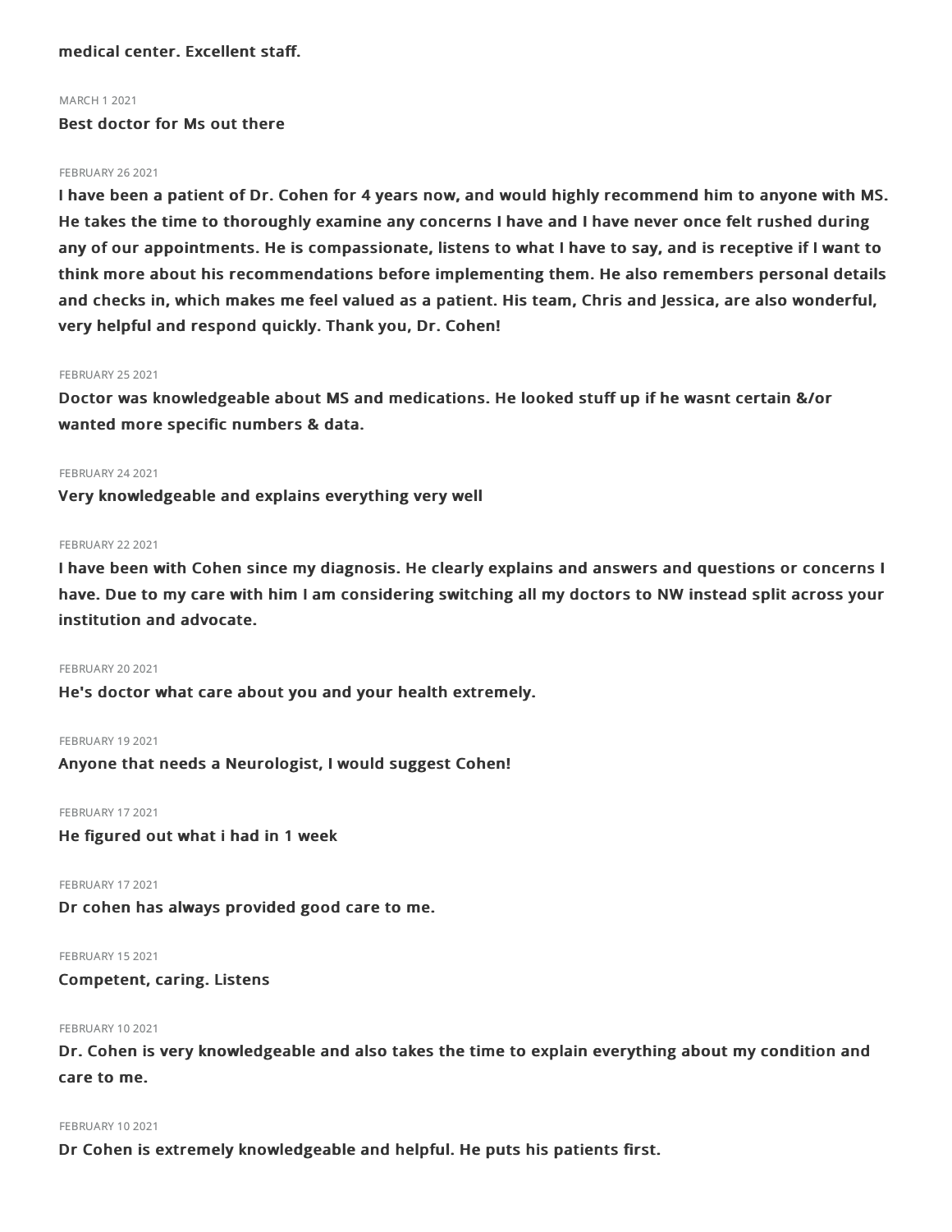**medical center. Excellent staff.**

MARCH 1 2021

**Best doctor for Ms out there**

FEBRUARY 26 2021

**I have been a patient of Dr. Cohen for 4 years now, and would highly recommend him to anyone with MS. He takes the time to thoroughly examine any concerns I have and I have never once felt rushed during any of our appointments. He is compassionate, listens to what I have to say, and is receptive if I want to think more about his recommendations before implementing them. He also remembers personal details and checks in, which makes me feel valued as a patient. His team, Chris and Jessica, are also wonderful, very helpful and respond quickly. Thank you, Dr. Cohen!**

FEBRUARY 25 2021

**Doctor was knowledgeable about MS and medications. He looked stuff up if he wasnt certain &/or wanted more specific numbers & data.**

FEBRUARY 24 2021

**Very knowledgeable and explains everything very well**

FEBRUARY 22 2021

**I have been with Cohen since my diagnosis. He clearly explains and answers and questions or concerns I have. Due to my care with him I am considering switching all my doctors to NW instead split across your institution and advocate.**

FEBRUARY 20 2021

**He's doctor what care about you and your health extremely.**

FEBRUARY 19 2021

**Anyone that needs a Neurologist, I would suggest Cohen!**

FEBRUARY 17 2021

**He figured out what i had in 1 week**

FEBRUARY 17 2021

**Dr cohen has always provided good care to me.**

FEBRUARY 15 2021

**Competent, caring. Listens**

FEBRUARY 10 2021

**Dr. Cohen is very knowledgeable and also takes the time to explain everything about my condition and care to me.**

FEBRUARY 10 2021

**Dr Cohen is extremely knowledgeable and helpful. He puts his patients first.**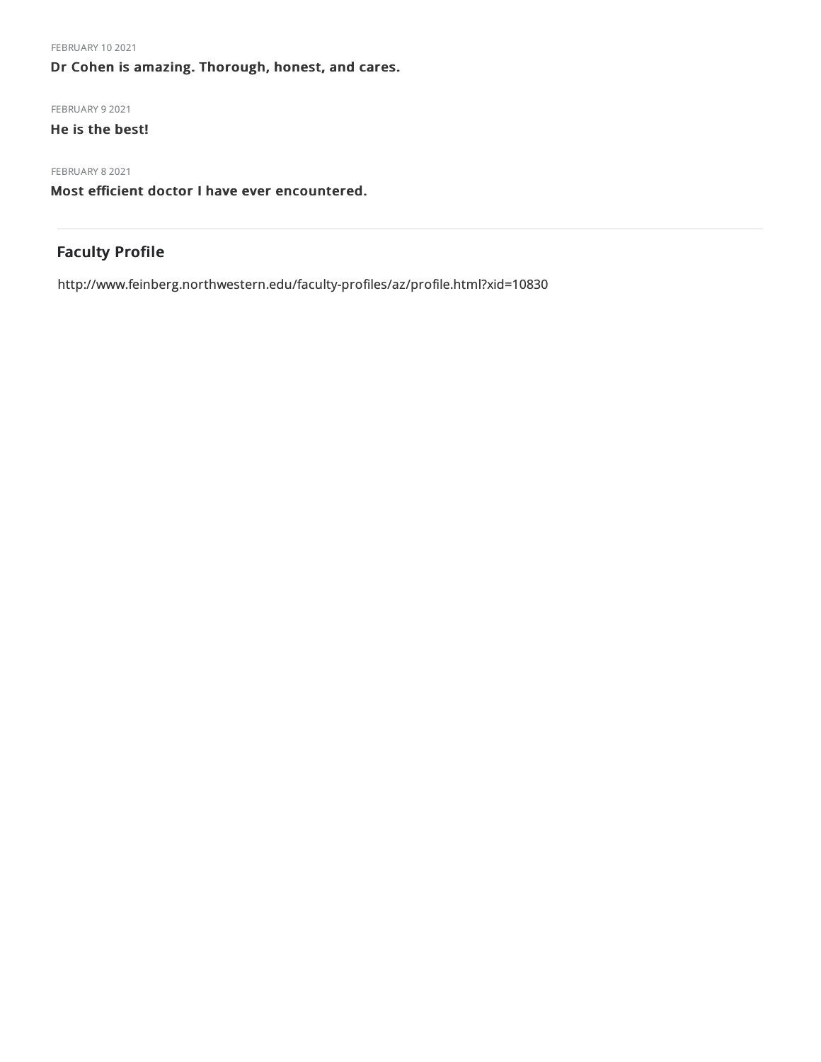FEBRUARY 10 2021

**Dr Cohen is amazing. Thorough, honest, and cares.**

FEBRUARY 9 2021

**He is the best!**

FEBRUARY 8 2021

**Most efficient doctor I have ever encountered.**

---

## Faculty Profile

http://www.feinberg.northwestern.edu/faculty-profiles/az/profile.html?xid=10830